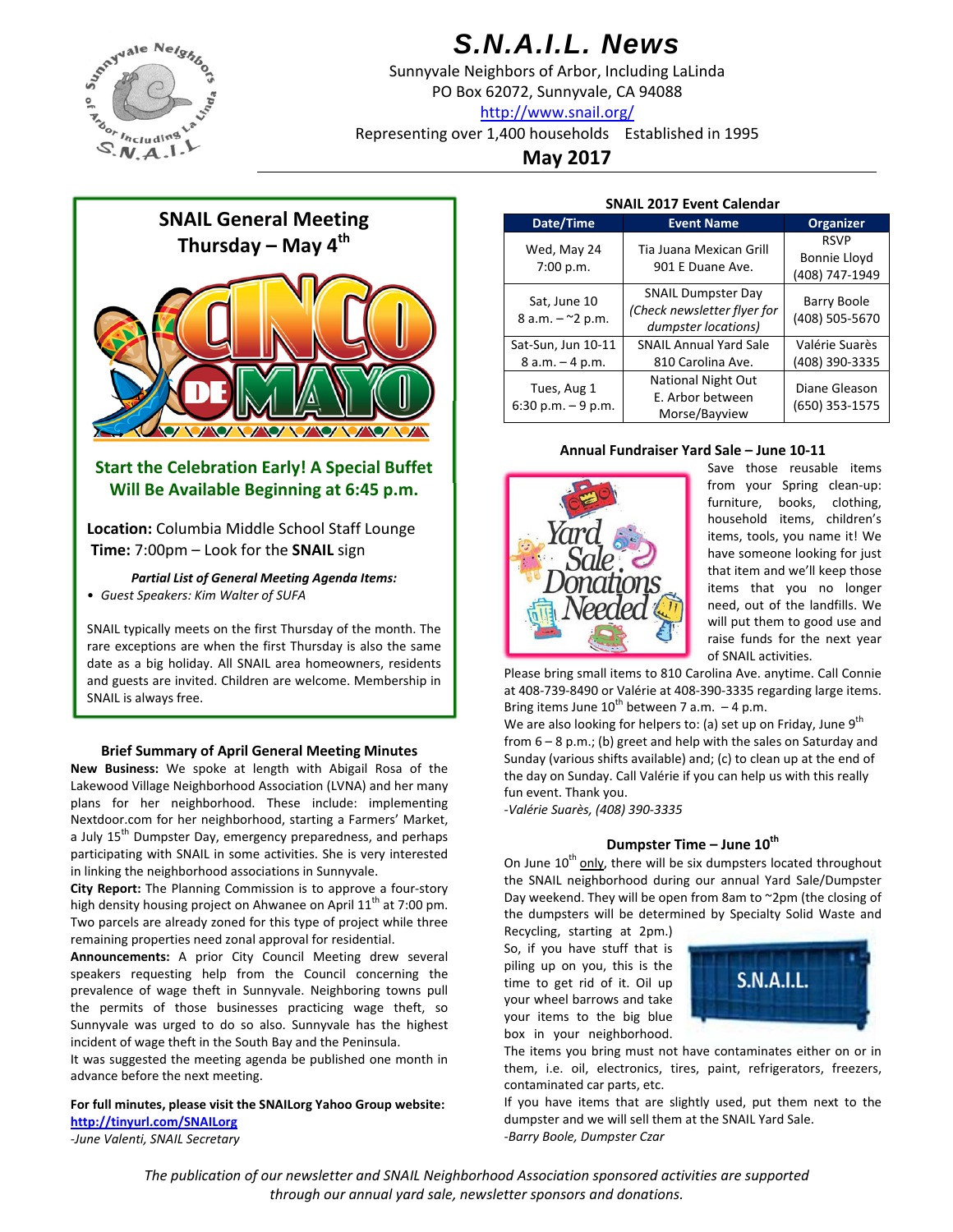# S.N.A.I.L. News

Sunnyvale Neighbors of Arbor, Including LaLinda
PO Box 62072, Sunnyvale, CA 94088
http://www.snail.org/
Representing over 1,400 households Established in 1995

## May 2017

## SNAIL General Meeting
## Thursday – May 4th

**Start the Celebration Early! A Special Buffet Will Be Available Beginning at 6:45 p.m.**

**Location:** Columbia Middle School Staff Lounge
**Time:** 7:00pm – Look for the **SNAIL** sign

***Partial List of General Meeting Agenda Items:***

- *Guest Speakers: Kim Walter of SUFA*

SNAIL typically meets on the first Thursday of the month. The rare exceptions are when the first Thursday is also the same date as a big holiday. All SNAIL area homeowners, residents and guests are invited. Children are welcome. Membership in SNAIL is always free.

### Brief Summary of April General Meeting Minutes

**New Business:** We spoke at length with Abigail Rosa of the Lakewood Village Neighborhood Association (LVNA) and her many plans for her neighborhood. These include: implementing Nextdoor.com for her neighborhood, starting a Farmers' Market, a July 15th Dumpster Day, emergency preparedness, and perhaps participating with SNAIL in some activities. She is very interested in linking the neighborhood associations in Sunnyvale.

**City Report:** The Planning Commission is to approve a four-story high density housing project on Ahwanee on April 11th at 7:00 pm. Two parcels are already zoned for this type of project while three remaining properties need zonal approval for residential.

**Announcements:** A prior City Council Meeting drew several speakers requesting help from the Council concerning the prevalence of wage theft in Sunnyvale. Neighboring towns pull the permits of those businesses practicing wage theft, so Sunnyvale was urged to do so also. Sunnyvale has the highest incident of wage theft in the South Bay and the Peninsula.

It was suggested the meeting agenda be published one month in advance before the next meeting.

**For full minutes, please visit the SNAILorg Yahoo Group website:**
**http://tinyurl.com/SNAILorg**
*-June Valenti, SNAIL Secretary*

### SNAIL 2017 Event Calendar

| Date/Time | Event Name | Organizer |
|---|---|---|
| Wed, May 24 7:00 p.m. | Tia Juana Mexican Grill 901 E Duane Ave. | RSVP Bonnie Lloyd (408) 747-1949 |
| Sat, June 10 8 a.m. – ~2 p.m. | SNAIL Dumpster Day *(Check newsletter flyer for dumpster locations)* | Barry Boole (408) 505-5670 |
| Sat-Sun, Jun 10-11 8 a.m. – 4 p.m. | SNAIL Annual Yard Sale 810 Carolina Ave. | Valérie Suarès (408) 390-3335 |
| Tues, Aug 1 6:30 p.m. – 9 p.m. | National Night Out E. Arbor between Morse/Bayview | Diane Gleason (650) 353-1575 |

### Annual Fundraiser Yard Sale – June 10-11

Save those reusable items from your Spring clean-up: furniture, books, clothing, household items, children's items, tools, you name it! We have someone looking for just that item and we'll keep those items that you no longer need, out of the landfills. We will put them to good use and raise funds for the next year of SNAIL activities.

Please bring small items to 810 Carolina Ave. anytime. Call Connie at 408-739-8490 or Valérie at 408-390-3335 regarding large items. Bring items June 10th between 7 a.m. – 4 p.m.

We are also looking for helpers to: (a) set up on Friday, June 9th from 6 – 8 p.m.; (b) greet and help with the sales on Saturday and Sunday (various shifts available) and; (c) to clean up at the end of the day on Sunday. Call Valérie if you can help us with this really fun event. Thank you.

*-Valérie Suarès, (408) 390-3335*

### Dumpster Time – June 10th

On June 10th only, there will be six dumpsters located throughout the SNAIL neighborhood during our annual Yard Sale/Dumpster Day weekend. They will be open from 8am to ~2pm (the closing of the dumpsters will be determined by Specialty Solid Waste and Recycling, starting at 2pm.)

So, if you have stuff that is piling up on you, this is the time to get rid of it. Oil up your wheel barrows and take your items to the big blue box in your neighborhood.

The items you bring must not have contaminates either on or in them, i.e. oil, electronics, tires, paint, refrigerators, freezers, contaminated car parts, etc.

If you have items that are slightly used, put them next to the dumpster and we will sell them at the SNAIL Yard Sale.

*-Barry Boole, Dumpster Czar*

*The publication of our newsletter and SNAIL Neighborhood Association sponsored activities are supported through our annual yard sale, newsletter sponsors and donations.*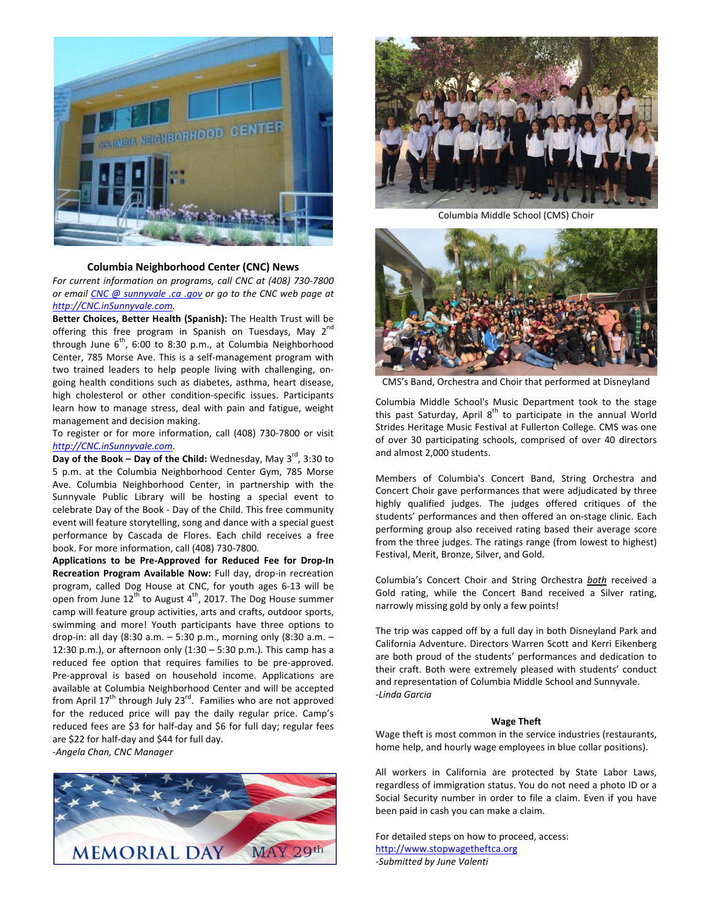## Columbia Neighborhood Center (CNC) News

*For current information on programs, call CNC at (408) 730-7800 or email CNC @ sunnyvale .ca .gov or go to the CNC web page at http://CNC.inSunnyvale.com.*

**Better Choices, Better Health (Spanish):** The Health Trust will be offering this free program in Spanish on Tuesdays, May 2nd through June 6th, 6:00 to 8:30 p.m., at Columbia Neighborhood Center, 785 Morse Ave. This is a self-management program with two trained leaders to help people living with challenging, on-going health conditions such as diabetes, asthma, heart disease, high cholesterol or other condition-specific issues. Participants learn how to manage stress, deal with pain and fatigue, weight management and decision making.

To register or for more information, call (408) 730-7800 or visit http://CNC.inSunnyvale.com.

**Day of the Book – Day of the Child:** Wednesday, May 3rd, 3:30 to 5 p.m. at the Columbia Neighborhood Center Gym, 785 Morse Ave. Columbia Neighborhood Center, in partnership with the Sunnyvale Public Library will be hosting a special event to celebrate Day of the Book - Day of the Child. This free community event will feature storytelling, song and dance with a special guest performance by Cascada de Flores. Each child receives a free book. For more information, call (408) 730-7800.

**Applications to be Pre-Approved for Reduced Fee for Drop-In Recreation Program Available Now:** Full day, drop-in recreation program, called Dog House at CNC, for youth ages 6-13 will be open from June 12th to August 4th, 2017. The Dog House summer camp will feature group activities, arts and crafts, outdoor sports, swimming and more! Youth participants have three options to drop-in: all day (8:30 a.m. – 5:30 p.m., morning only (8:30 a.m. – 12:30 p.m.), or afternoon only (1:30 – 5:30 p.m.). This camp has a reduced fee option that requires families to be pre-approved. Pre-approval is based on household income. Applications are available at Columbia Neighborhood Center and will be accepted from April 17th through July 23rd. Families who are not approved for the reduced price will pay the daily regular price. Camp's reduced fees are $3 for half-day and $6 for full day; regular fees are $22 for half-day and $44 for full day.

*-Angela Chan, CNC Manager*

MEMORIAL DAY MAY 29th

Columbia Middle School (CMS) Choir

CMS's Band, Orchestra and Choir that performed at Disneyland

Columbia Middle School's Music Department took to the stage this past Saturday, April 8th to participate in the annual World Strides Heritage Music Festival at Fullerton College. CMS was one of over 30 participating schools, comprised of over 40 directors and almost 2,000 students.

Members of Columbia's Concert Band, String Orchestra and Concert Choir gave performances that were adjudicated by three highly qualified judges. The judges offered critiques of the students' performances and then offered an on-stage clinic. Each performing group also received rating based their average score from the three judges. The ratings range (from lowest to highest) Festival, Merit, Bronze, Silver, and Gold.

Columbia's Concert Choir and String Orchestra *both* received a Gold rating, while the Concert Band received a Silver rating, narrowly missing gold by only a few points!

The trip was capped off by a full day in both Disneyland Park and California Adventure. Directors Warren Scott and Kerri Eikenberg are both proud of the students' performances and dedication to their craft. Both were extremely pleased with students' conduct and representation of Columbia Middle School and Sunnyvale.

*-Linda Garcia*

### Wage Theft

Wage theft is most common in the service industries (restaurants, home help, and hourly wage employees in blue collar positions).

All workers in California are protected by State Labor Laws, regardless of immigration status. You do not need a photo ID or a Social Security number in order to file a claim. Even if you have been paid in cash you can make a claim.

For detailed steps on how to proceed, access:
http://www.stopwagetheftca.org

*-Submitted by June Valenti*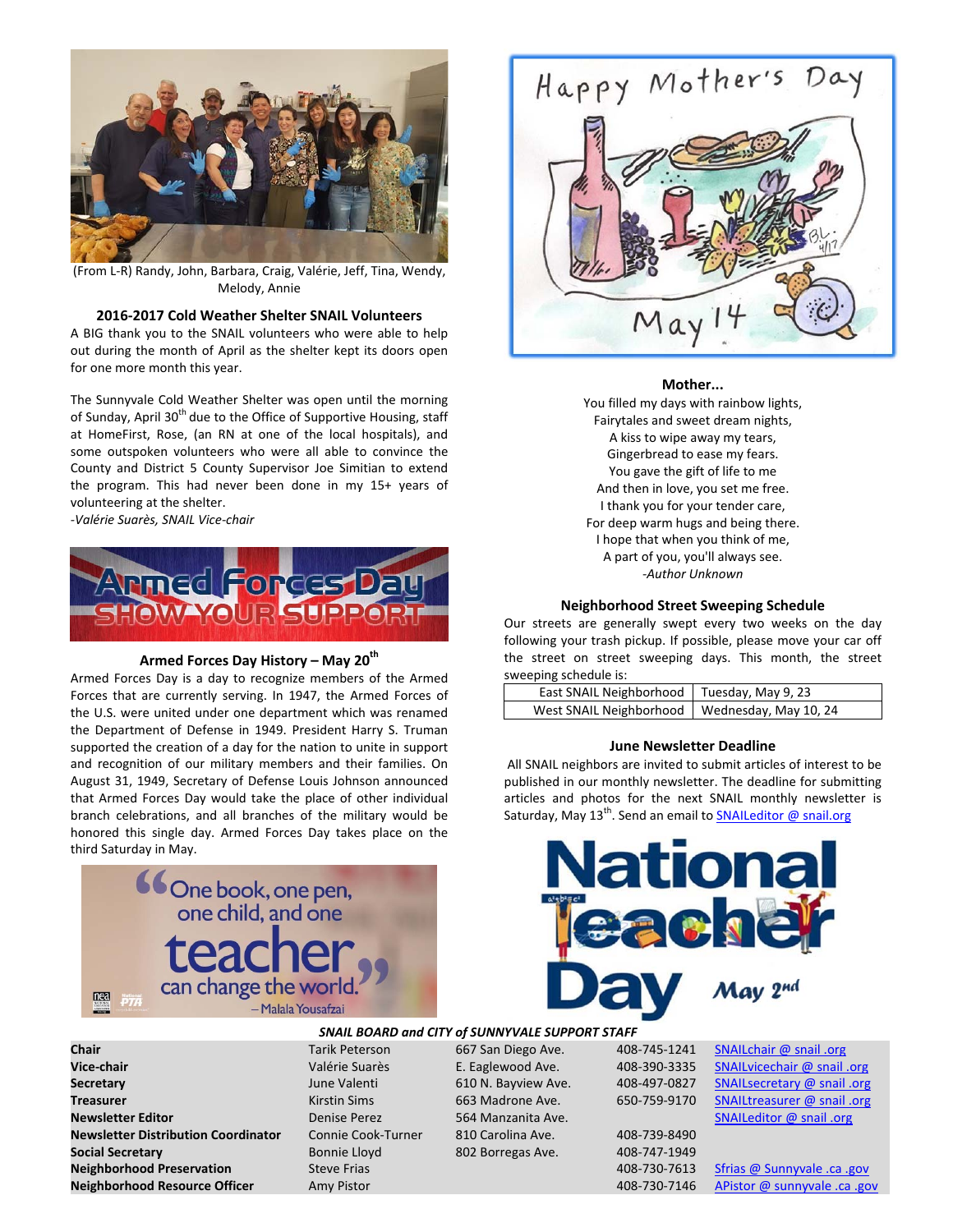(From L-R) Randy, John, Barbara, Craig, Valérie, Jeff, Tina, Wendy, Melody, Annie

### 2016-2017 Cold Weather Shelter SNAIL Volunteers

A BIG thank you to the SNAIL volunteers who were able to help out during the month of April as the shelter kept its doors open for one more month this year.

The Sunnyvale Cold Weather Shelter was open until the morning of Sunday, April 30th due to the Office of Supportive Housing, staff at HomeFirst, Rose, (an RN at one of the local hospitals), and some outspoken volunteers who were all able to convince the County and District 5 County Supervisor Joe Simitian to extend the program. This had never been done in my 15+ years of volunteering at the shelter.

*-Valérie Suarès, SNAIL Vice-chair*

### Armed Forces Day History – May 20th

Armed Forces Day is a day to recognize members of the Armed Forces that are currently serving. In 1947, the Armed Forces of the U.S. were united under one department which was renamed the Department of Defense in 1949. President Harry S. Truman supported the creation of a day for the nation to unite in support and recognition of our military members and their families. On August 31, 1949, Secretary of Defense Louis Johnson announced that Armed Forces Day would take the place of other individual branch celebrations, and all branches of the military would be honored this single day. Armed Forces Day takes place on the third Saturday in May.

### Mother...

You filled my days with rainbow lights,
Fairytales and sweet dream nights,
A kiss to wipe away my tears,
Gingerbread to ease my fears.
You gave the gift of life to me
And then in love, you set me free.
I thank you for your tender care,
For deep warm hugs and being there.
I hope that when you think of me,
A part of you, you'll always see.
*-Author Unknown*

### Neighborhood Street Sweeping Schedule

Our streets are generally swept every two weeks on the day following your trash pickup. If possible, please move your car off the street on street sweeping days. This month, the street sweeping schedule is:

| | |
|---|---|
| East SNAIL Neighborhood | Tuesday, May 9, 23 |
| West SNAIL Neighborhood | Wednesday, May 10, 24 |

### June Newsletter Deadline

All SNAIL neighbors are invited to submit articles of interest to be published in our monthly newsletter. The deadline for submitting articles and photos for the next SNAIL monthly newsletter is Saturday, May 13th. Send an email to SNAILeditor @ snail.org

### *SNAIL BOARD and CITY of SUNNYVALE SUPPORT STAFF*

| | | | | |
|---|---|---|---|---|
| **Chair** | Tarik Peterson | 667 San Diego Ave. | 408-745-1241 | SNAILchair @ snail .org |
| **Vice-chair** | Valérie Suarès | E. Eaglewood Ave. | 408-390-3335 | SNAILvicechair @ snail .org |
| **Secretary** | June Valenti | 610 N. Bayview Ave. | 408-497-0827 | SNAILsecretary @ snail .org |
| **Treasurer** | Kirstin Sims | 663 Madrone Ave. | 650-759-9170 | SNAILtreasurer @ snail .org |
| **Newsletter Editor** | Denise Perez | 564 Manzanita Ave. | | SNAILeditor @ snail .org |
| **Newsletter Distribution Coordinator** | Connie Cook-Turner | 810 Carolina Ave. | 408-739-8490 | |
| **Social Secretary** | Bonnie Lloyd | 802 Borregas Ave. | 408-747-1949 | |
| **Neighborhood Preservation** | Steve Frias | | 408-730-7613 | Sfrias @ Sunnyvale .ca .gov |
| **Neighborhood Resource Officer** | Amy Pistor | | 408-730-7146 | APistor @ sunnyvale .ca .gov |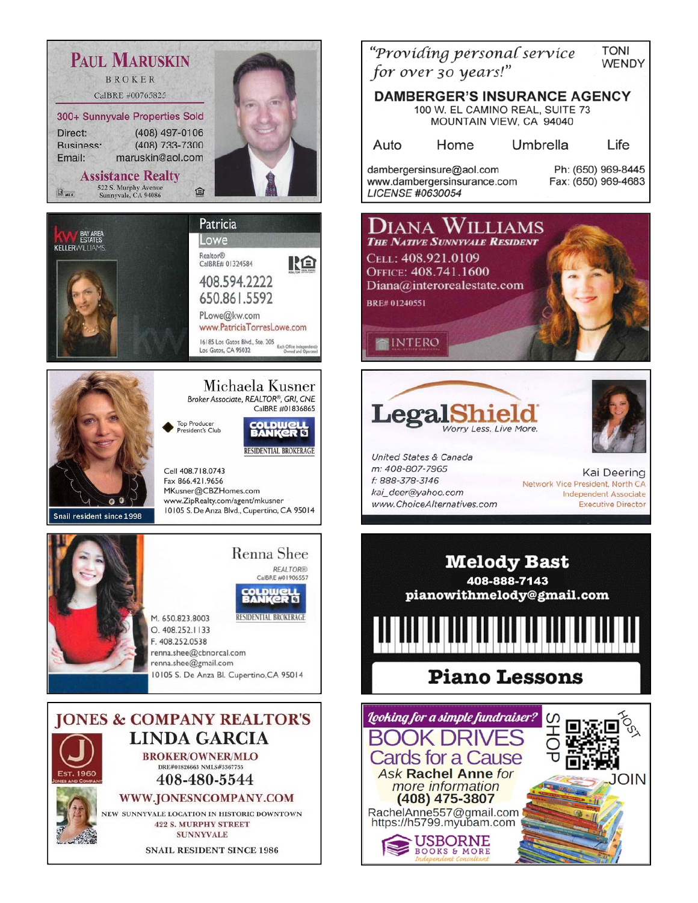## PAUL MARUSKIN

BROKER

CalBRE #00765825

300+ Sunnyvale Properties Sold

Direct: (408) 497-0106
Business: (408) 733-7300
Email: maruskin@aol.com

**Assistance Realty**

522 S. Murphy Avenue
Sunnyvale, CA 94086

---

"Providing personal service for over 30 years!"

TONI
WENDY

**DAMBERGER'S INSURANCE AGENCY**

100 W. EL CAMINO REAL, SUITE 73
MOUNTAIN VIEW, CA 94040

Auto Home Umbrella Life

dambergersinsure@aol.com
www.dambergersinsurance.com
LICENSE #0630054

Ph: (650) 969-8445
Fax: (650) 969-4683

---

KW BAY AREA ESTATES
KELLERWILLIAMS.

**Patricia Lowe**

Realtor®
CalBRE# 01324584

408.594.2222
650.861.5592

PLowe@kw.com
www.PatriciaTorresLowe.com

16185 Los Gatos Blvd., Ste. 205
Los Gatos, CA 95032

Each Office Independently Owned and Operated

---

## DIANA WILLIAMS

*THE NATIVE SUNNYVALE RESIDENT*

CELL: 408.921.0109
OFFICE: 408.741.1600
Diana@interorealestate.com

BRE# 01240551

INTERO REAL ESTATE SERVICES

---

## Michaela Kusner

Broker Associate, REALTOR®, GRI, CNE
CalBRE #01836865

Top Producer
President's Club

COLDWELL BANKER
RESIDENTIAL BROKERAGE

Cell 408.718.0743
Fax 866.421.9656
MKusner@CBZHomes.com
www.ZipRealty.com/agent/mkusner
10105 S. De Anza Blvd., Cupertino, CA 95014

Snail resident since 1998

---

**LegalShield**
*Worry Less. Live More.*

*United States & Canada*
*m: 408-807-7965*
*f: 888-378-3146*
*kai_deer@yahoo.com*
*www.ChoiceAlternatives.com*

Kai Deering
Network Vice President, North CA
Independent Associate
Executive Director

---

## Renna Shee

REALTOR®
CalBRE #01906557

COLDWELL BANKER
RESIDENTIAL BROKERAGE

M. 650.823.8003
O. 408.252.1133
F. 408.252.0538
renna.shee@cbnorcal.com
renna.shee@gmail.com
10105 S. De Anza Bl. Cupertino,CA 95014

---

## Melody Bast

408-888-7143
pianowithmelody@gmail.com

**Piano Lessons**

---

## JONES & COMPANY REALTOR'S

## LINDA GARCIA

BROKER/OWNER/MLO
DRE#01826663 NMLS#3367755

408-480-5544

WWW.JONESNCOMPANY.COM

EST. 1960
JONES AND COMPANY

NEW SUNNYVALE LOCATION IN HISTORIC DOWNTOWN
422 S. MURPHY STREET
SUNNYVALE

SNAIL RESIDENT SINCE 1986

---

*Looking for a simple fundraiser?*

**BOOK DRIVES**
**Cards for a Cause**

Ask **Rachel Anne** for more information
**(408) 475-3807**
RachelAnne557@gmail.com
https://h5799.myubam.com

SHOP HOST JOIN

USBORNE BOOKS & MORE
*Independent Consultant*